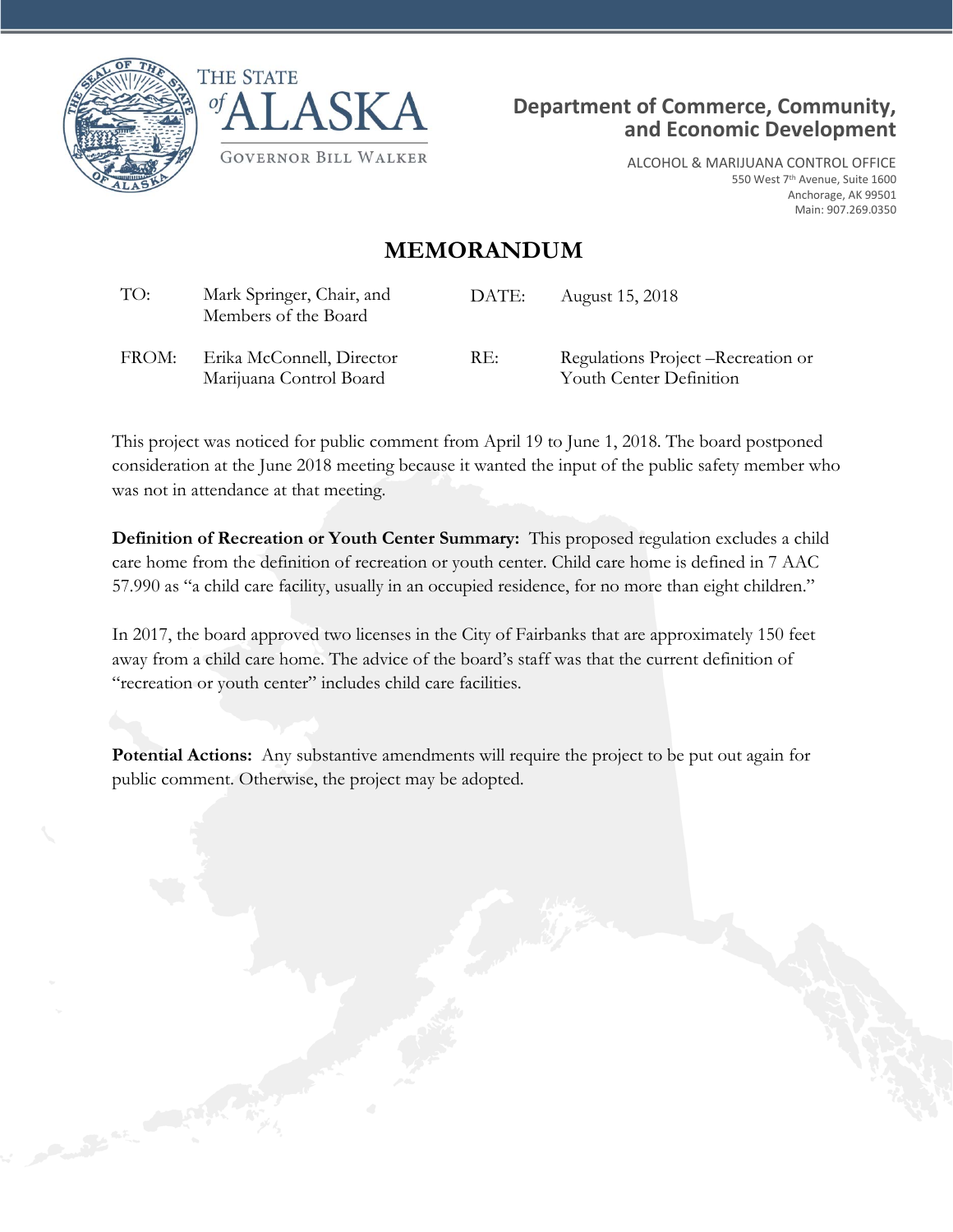THE STATE of ALASKA

GOVERNOR BILL WALKER

**Department of Commerce, Community, and Economic Development**

ALCOHOL & MARIJUANA CONTROL OFFICE
550 West 7th Avenue, Suite 1600
Anchorage, AK 99501
Main: 907.269.0350

# MEMORANDUM

| | | | |
|---|---|---|---|
| TO: | Mark Springer, Chair, and Members of the Board | DATE: | August 15, 2018 |
| FROM: | Erika McConnell, Director Marijuana Control Board | RE: | Regulations Project –Recreation or Youth Center Definition |

This project was noticed for public comment from April 19 to June 1, 2018. The board postponed consideration at the June 2018 meeting because it wanted the input of the public safety member who was not in attendance at that meeting.

**Definition of Recreation or Youth Center Summary:** This proposed regulation excludes a child care home from the definition of recreation or youth center. Child care home is defined in 7 AAC 57.990 as "a child care facility, usually in an occupied residence, for no more than eight children."

In 2017, the board approved two licenses in the City of Fairbanks that are approximately 150 feet away from a child care home. The advice of the board's staff was that the current definition of "recreation or youth center" includes child care facilities.

**Potential Actions:** Any substantive amendments will require the project to be put out again for public comment. Otherwise, the project may be adopted.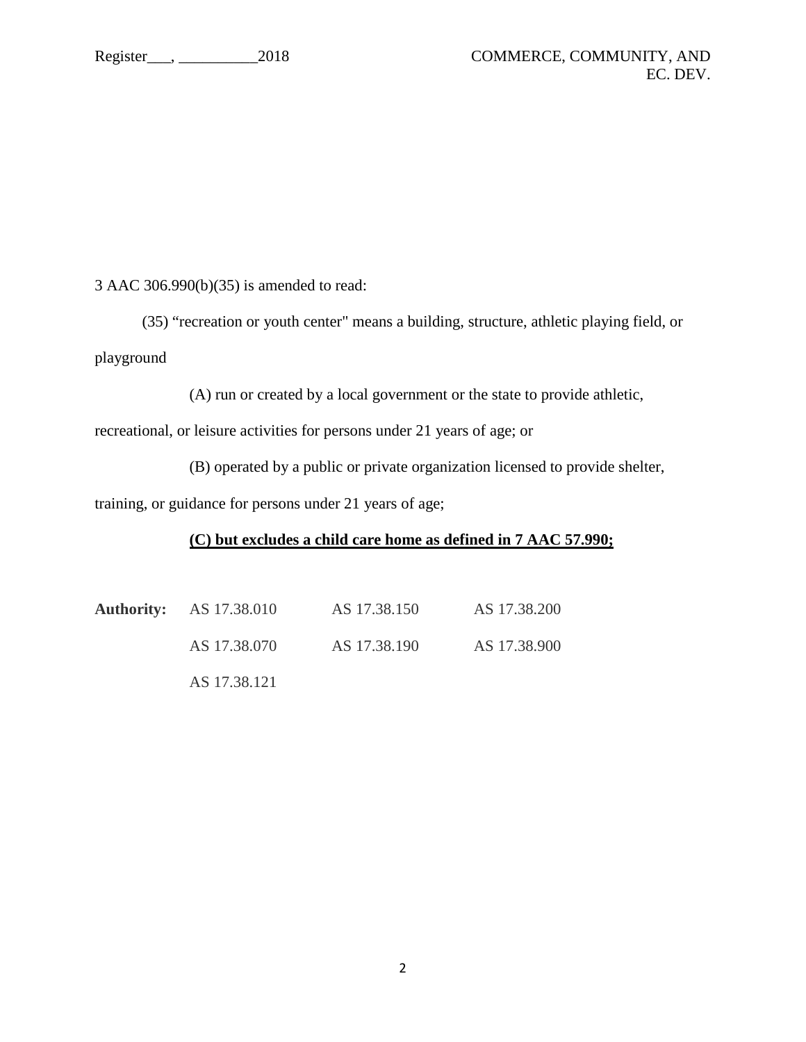3 AAC 306.990(b)(35) is amended to read:

(35) "recreation or youth center" means a building, structure, athletic playing field, or playground

(A) run or created by a local government or the state to provide athletic, recreational, or leisure activities for persons under 21 years of age; or

(B) operated by a public or private organization licensed to provide shelter, training, or guidance for persons under 21 years of age;

<u>**(C) but excludes a child care home as defined in 7 AAC 57.990;**</u>

**Authority:** AS 17.38.010 AS 17.38.150 AS 17.38.200

AS 17.38.070 AS 17.38.190 AS 17.38.900

AS 17.38.121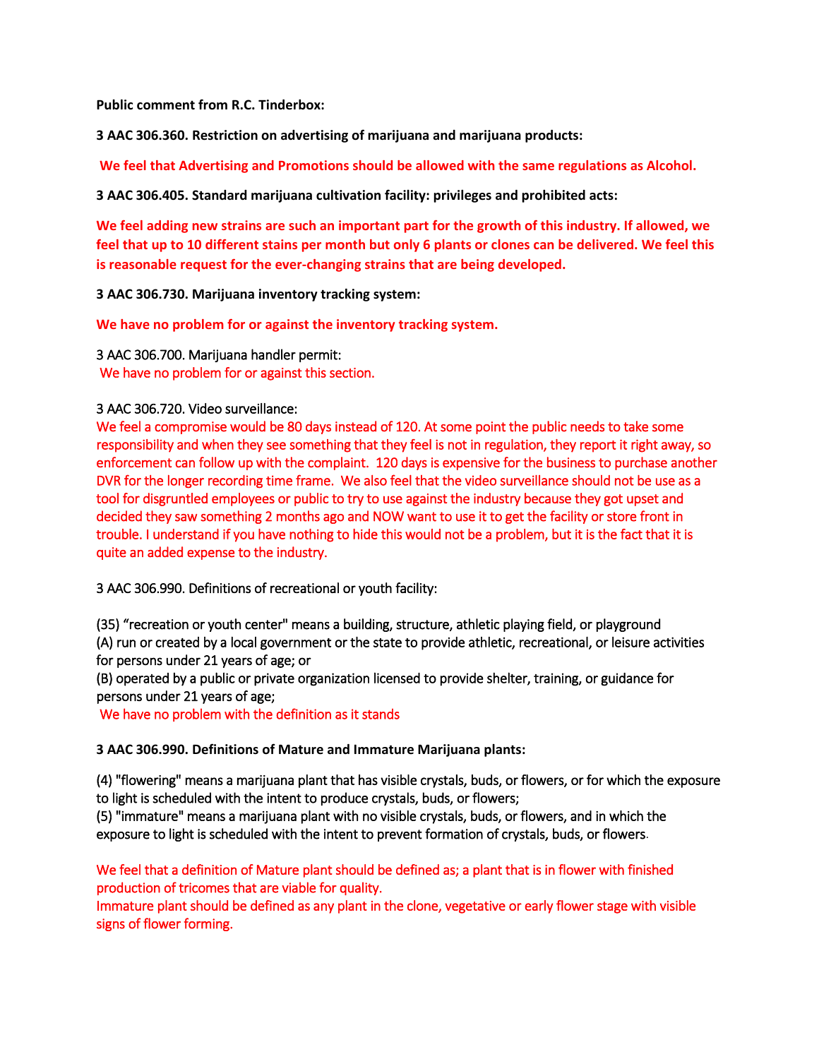**Public comment from R.C. Tinderbox:**

**3 AAC 306.360. Restriction on advertising of marijuana and marijuana products:**

**We feel that Advertising and Promotions should be allowed with the same regulations as Alcohol.**

**3 AAC 306.405. Standard marijuana cultivation facility: privileges and prohibited acts:**

**We feel adding new strains are such an important part for the growth of this industry. If allowed, we feel that up to 10 different stains per month but only 6 plants or clones can be delivered. We feel this is reasonable request for the ever-changing strains that are being developed.**

**3 AAC 306.730. Marijuana inventory tracking system:**

**We have no problem for or against the inventory tracking system.**

3 AAC 306.700. Marijuana handler permit:
We have no problem for or against this section.

3 AAC 306.720. Video surveillance:
We feel a compromise would be 80 days instead of 120. At some point the public needs to take some responsibility and when they see something that they feel is not in regulation, they report it right away, so enforcement can follow up with the complaint. 120 days is expensive for the business to purchase another DVR for the longer recording time frame. We also feel that the video surveillance should not be use as a tool for disgruntled employees or public to try to use against the industry because they got upset and decided they saw something 2 months ago and NOW want to use it to get the facility or store front in trouble. I understand if you have nothing to hide this would not be a problem, but it is the fact that it is quite an added expense to the industry.

3 AAC 306.990. Definitions of recreational or youth facility:

(35) "recreation or youth center" means a building, structure, athletic playing field, or playground
(A) run or created by a local government or the state to provide athletic, recreational, or leisure activities for persons under 21 years of age; or
(B) operated by a public or private organization licensed to provide shelter, training, or guidance for persons under 21 years of age;
We have no problem with the definition as it stands

**3 AAC 306.990. Definitions of Mature and Immature Marijuana plants:**

(4) "flowering" means a marijuana plant that has visible crystals, buds, or flowers, or for which the exposure to light is scheduled with the intent to produce crystals, buds, or flowers;
(5) "immature" means a marijuana plant with no visible crystals, buds, or flowers, and in which the exposure to light is scheduled with the intent to prevent formation of crystals, buds, or flowers.

We feel that a definition of Mature plant should be defined as; a plant that is in flower with finished production of tricomes that are viable for quality.
Immature plant should be defined as any plant in the clone, vegetative or early flower stage with visible signs of flower forming.